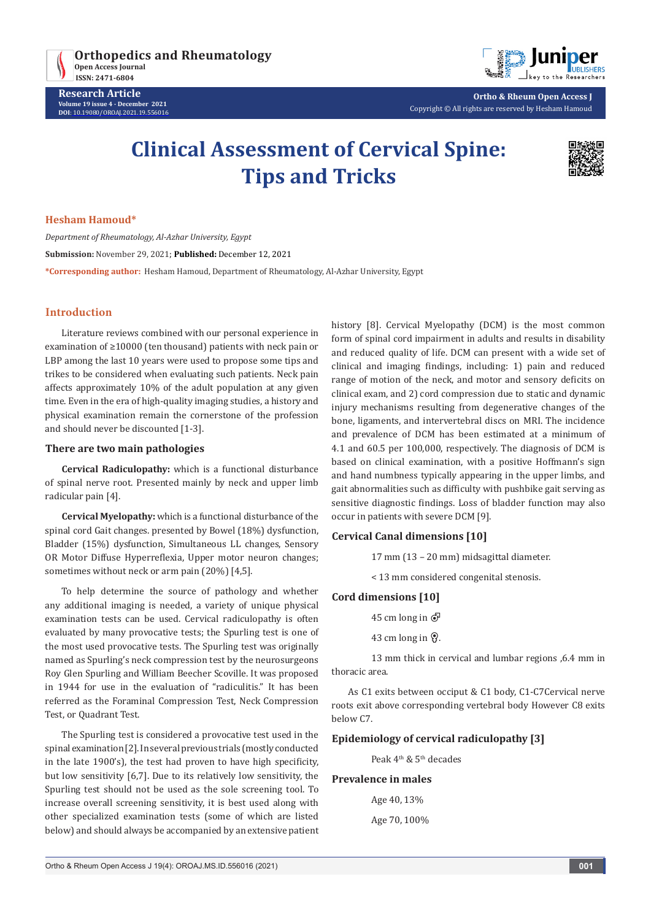# Clinical Assessment of Cervical Spine: Tips and Tricks

**Hesham Hamoud***

*Department of Rheumatology, Al-Azhar University, Egypt*

**Submission:** November 29, 2021; **Published:** December 12, 2021

***Corresponding author:** Hesham Hamoud, Department of Rheumatology, Al-Azhar University, Egypt

## Introduction

Literature reviews combined with our personal experience in examination of ≥10000 (ten thousand) patients with neck pain or LBP among the last 10 years were used to propose some tips and trikes to be considered when evaluating such patients. Neck pain affects approximately 10% of the adult population at any given time. Even in the era of high-quality imaging studies, a history and physical examination remain the cornerstone of the profession and should never be discounted [1-3].

### There are two main pathologies

**Cervical Radiculopathy:** which is a functional disturbance of spinal nerve root. Presented mainly by neck and upper limb radicular pain [4].

**Cervical Myelopathy:** which is a functional disturbance of the spinal cord Gait changes. presented by Bowel (18%) dysfunction, Bladder (15%) dysfunction, Simultaneous LL changes, Sensory OR Motor Diffuse Hyperreflexia, Upper motor neuron changes; sometimes without neck or arm pain (20%) [4,5].

To help determine the source of pathology and whether any additional imaging is needed, a variety of unique physical examination tests can be used. Cervical radiculopathy is often evaluated by many provocative tests; the Spurling test is one of the most used provocative tests. The Spurling test was originally named as Spurling's neck compression test by the neurosurgeons Roy Glen Spurling and William Beecher Scoville. It was proposed in 1944 for use in the evaluation of "radiculitis." It has been referred as the Foraminal Compression Test, Neck Compression Test, or Quadrant Test.

The Spurling test is considered a provocative test used in the spinal examination [2]. In several previous trials (mostly conducted in the late 1900's), the test had proven to have high specificity, but low sensitivity [6,7]. Due to its relatively low sensitivity, the Spurling test should not be used as the sole screening tool. To increase overall screening sensitivity, it is best used along with other specialized examination tests (some of which are listed below) and should always be accompanied by an extensive patient history [8]. Cervical Myelopathy (DCM) is the most common form of spinal cord impairment in adults and results in disability and reduced quality of life. DCM can present with a wide set of clinical and imaging findings, including: 1) pain and reduced range of motion of the neck, and motor and sensory deficits on clinical exam, and 2) cord compression due to static and dynamic injury mechanisms resulting from degenerative changes of the bone, ligaments, and intervertebral discs on MRI. The incidence and prevalence of DCM has been estimated at a minimum of 4.1 and 60.5 per 100,000, respectively. The diagnosis of DCM is based on clinical examination, with a positive Hoffmann's sign and hand numbness typically appearing in the upper limbs, and gait abnormalities such as difficulty with pushbike gait serving as sensitive diagnostic findings. Loss of bladder function may also occur in patients with severe DCM [9].

### Cervical Canal dimensions [10]

17 mm (13 – 20 mm) midsagittal diameter.

< 13 mm considered congenital stenosis.

### Cord dimensions [10]

45 cm long in ♂

43 cm long in ♀.

13 mm thick in cervical and lumbar regions ,6.4 mm in thoracic area.

As C1 exits between occiput & C1 body, C1-C7Cervical nerve roots exit above corresponding vertebral body However C8 exits below C7.

### Epidemiology of cervical radiculopathy [3]

Peak 4th & 5th decades

### Prevalence in males

Age 40, 13%

Age 70, 100%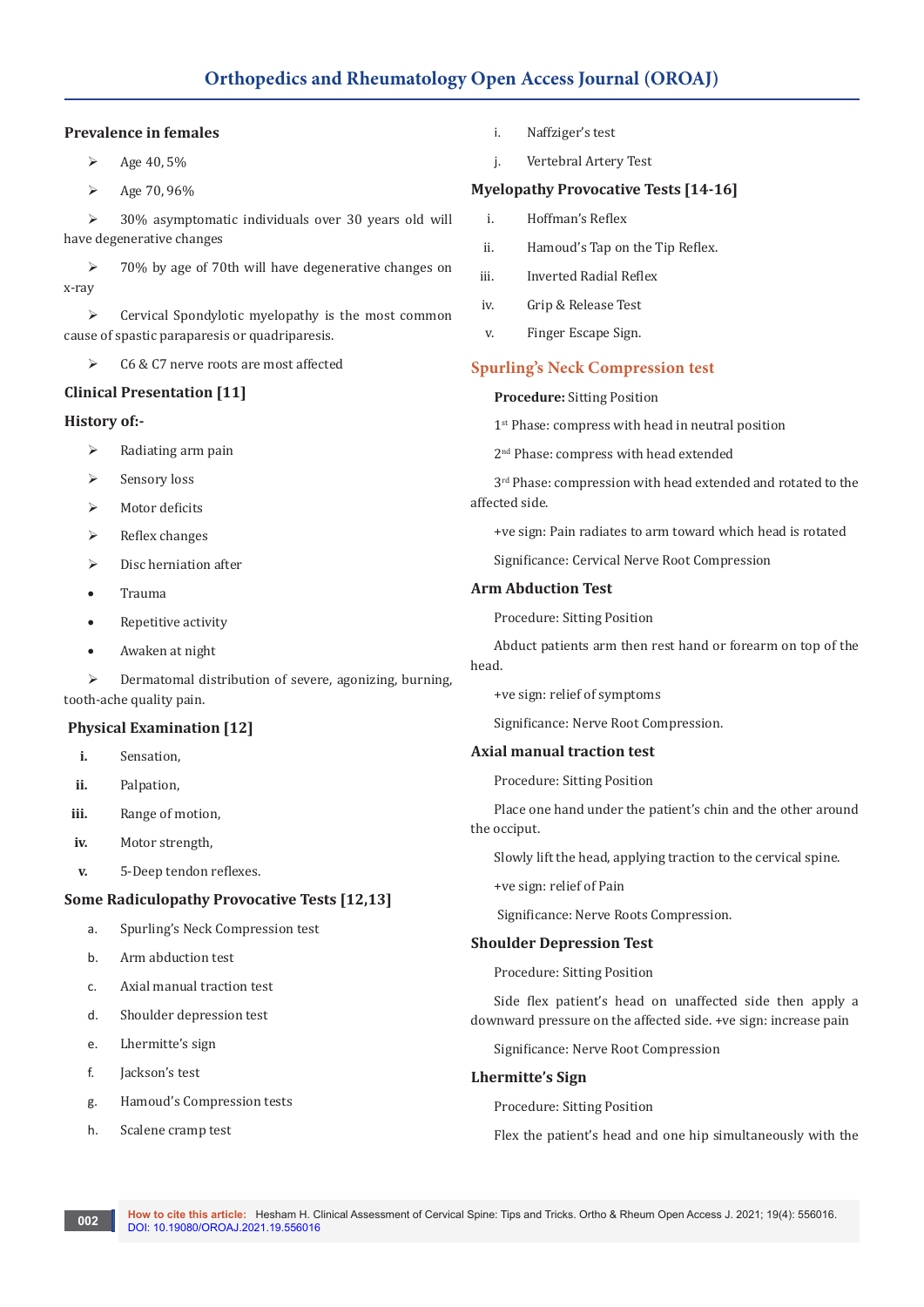**Prevalence in females**

- Age 40, 5%
- Age 70, 96%
- 30% asymptomatic individuals over 30 years old will have degenerative changes
- 70% by age of 70th will have degenerative changes on x-ray
- Cervical Spondylotic myelopathy is the most common cause of spastic paraparesis or quadriparesis.
- C6 & C7 nerve roots are most affected

## Clinical Presentation [11]

**History of:-**

- Radiating arm pain
- Sensory loss
- Motor deficits
- Reflex changes
- Disc herniation after
  - Trauma
  - Repetitive activity
  - Awaken at night
- Dermatomal distribution of severe, agonizing, burning, tooth-ache quality pain.

## Physical Examination [12]

i. Sensation,
ii. Palpation,
iii. Range of motion,
iv. Motor strength,
v. 5-Deep tendon reflexes.

## Some Radiculopathy Provocative Tests [12,13]

a. Spurling's Neck Compression test
b. Arm abduction test
c. Axial manual traction test
d. Shoulder depression test
e. Lhermitte's sign
f. Jackson's test
g. Hamoud's Compression tests
h. Scalene cramp test
i. Naffziger's test
j. Vertebral Artery Test

## Myelopathy Provocative Tests [14-16]

i. Hoffman's Reflex
ii. Hamoud's Tap on the Tip Reflex.
iii. Inverted Radial Reflex
iv. Grip & Release Test
v. Finger Escape Sign.

## Spurling's Neck Compression test

**Procedure:** Sitting Position

1st Phase: compress with head in neutral position

2nd Phase: compress with head extended

3rd Phase: compression with head extended and rotated to the affected side.

+ve sign: Pain radiates to arm toward which head is rotated

Significance: Cervical Nerve Root Compression

## Arm Abduction Test

Procedure: Sitting Position

Abduct patients arm then rest hand or forearm on top of the head.

+ve sign: relief of symptoms

Significance: Nerve Root Compression.

## Axial manual traction test

Procedure: Sitting Position

Place one hand under the patient's chin and the other around the occiput.

Slowly lift the head, applying traction to the cervical spine.

+ve sign: relief of Pain

Significance: Nerve Roots Compression.

## Shoulder Depression Test

Procedure: Sitting Position

Side flex patient's head on unaffected side then apply a downward pressure on the affected side. +ve sign: increase pain

Significance: Nerve Root Compression

## Lhermitte's Sign

Procedure: Sitting Position

Flex the patient's head and one hip simultaneously with the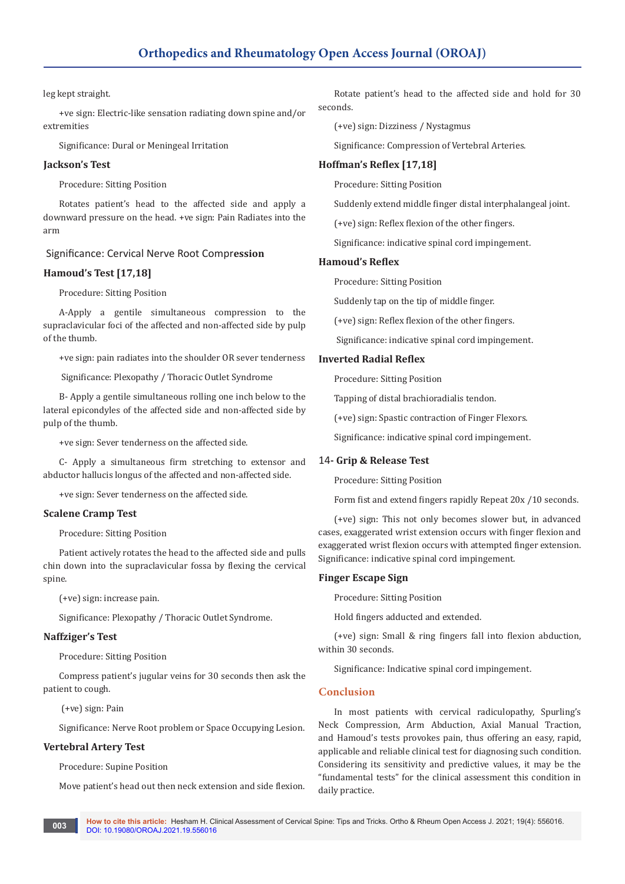leg kept straight.

+ve sign: Electric-like sensation radiating down spine and/or extremities

Significance: Dural or Meningeal Irritation

### Jackson's Test

Procedure: Sitting Position

Rotates patient's head to the affected side and apply a downward pressure on the head. +ve sign: Pain Radiates into the arm

Significance: Cervical Nerve Root Compression

### Hamoud's Test [17,18]

Procedure: Sitting Position

A-Apply a gentile simultaneous compression to the supraclavicular foci of the affected and non-affected side by pulp of the thumb.

+ve sign: pain radiates into the shoulder OR sever tenderness

Significance: Plexopathy / Thoracic Outlet Syndrome

B- Apply a gentile simultaneous rolling one inch below to the lateral epicondyles of the affected side and non-affected side by pulp of the thumb.

+ve sign: Sever tenderness on the affected side.

C- Apply a simultaneous firm stretching to extensor and abductor hallucis longus of the affected and non-affected side.

+ve sign: Sever tenderness on the affected side.

### Scalene Cramp Test

Procedure: Sitting Position

Patient actively rotates the head to the affected side and pulls chin down into the supraclavicular fossa by flexing the cervical spine.

(+ve) sign: increase pain.

Significance: Plexopathy / Thoracic Outlet Syndrome.

### Naffziger's Test

Procedure: Sitting Position

Compress patient's jugular veins for 30 seconds then ask the patient to cough.

(+ve) sign: Pain

Significance: Nerve Root problem or Space Occupying Lesion.

### Vertebral Artery Test

Procedure: Supine Position

Move patient's head out then neck extension and side flexion. Rotate patient's head to the affected side and hold for 30 seconds.

(+ve) sign: Dizziness / Nystagmus

Significance: Compression of Vertebral Arteries.

### Hoffman's Reflex [17,18]

Procedure: Sitting Position

Suddenly extend middle finger distal interphalangeal joint.

(+ve) sign: Reflex flexion of the other fingers.

Significance: indicative spinal cord impingement.

### Hamoud's Reflex

Procedure: Sitting Position

Suddenly tap on the tip of middle finger.

(+ve) sign: Reflex flexion of the other fingers.

Significance: indicative spinal cord impingement.

### Inverted Radial Reflex

Procedure: Sitting Position

Tapping of distal brachioradialis tendon.

(+ve) sign: Spastic contraction of Finger Flexors.

Significance: indicative spinal cord impingement.

### 14- Grip & Release Test

Procedure: Sitting Position

Form fist and extend fingers rapidly Repeat 20x /10 seconds.

(+ve) sign: This not only becomes slower but, in advanced cases, exaggerated wrist extension occurs with finger flexion and exaggerated wrist flexion occurs with attempted finger extension. Significance: indicative spinal cord impingement.

### Finger Escape Sign

Procedure: Sitting Position

Hold fingers adducted and extended.

(+ve) sign: Small & ring fingers fall into flexion abduction, within 30 seconds.

Significance: Indicative spinal cord impingement.

## Conclusion

In most patients with cervical radiculopathy, Spurling's Neck Compression, Arm Abduction, Axial Manual Traction, and Hamoud's tests provokes pain, thus offering an easy, rapid, applicable and reliable clinical test for diagnosing such condition. Considering its sensitivity and predictive values, it may be the "fundamental tests" for the clinical assessment this condition in daily practice.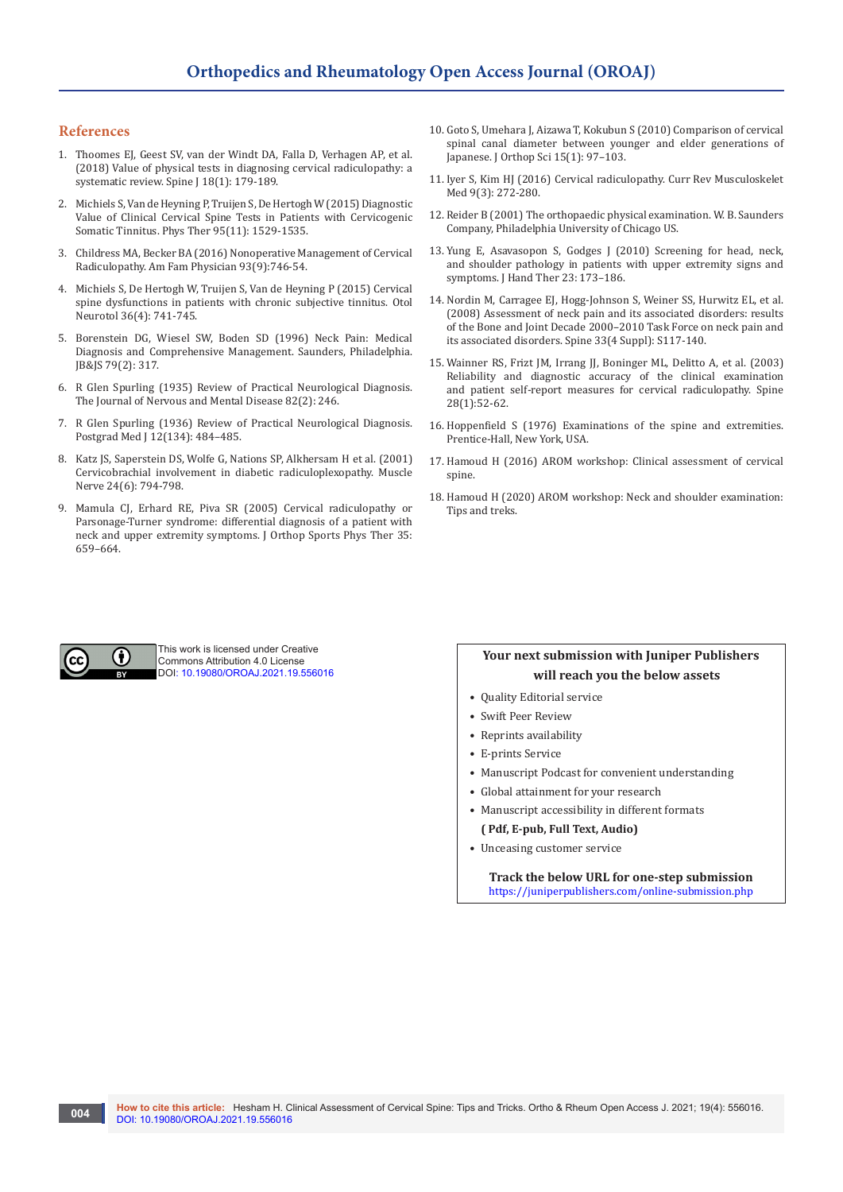## References

1. Thoomes EJ, Geest SV, van der Windt DA, Falla D, Verhagen AP, et al. (2018) Value of physical tests in diagnosing cervical radiculopathy: a systematic review. Spine J 18(1): 179-189.
2. Michiels S, Van de Heyning P, Truijen S, De Hertogh W (2015) Diagnostic Value of Clinical Cervical Spine Tests in Patients with Cervicogenic Somatic Tinnitus. Phys Ther 95(11): 1529-1535.
3. Childress MA, Becker BA (2016) Nonoperative Management of Cervical Radiculopathy. Am Fam Physician 93(9):746-54.
4. Michiels S, De Hertogh W, Truijen S, Van de Heyning P (2015) Cervical spine dysfunctions in patients with chronic subjective tinnitus. Otol Neurotol 36(4): 741-745.
5. Borenstein DG, Wiesel SW, Boden SD (1996) Neck Pain: Medical Diagnosis and Comprehensive Management. Saunders, Philadelphia. JB&JS 79(2): 317.
6. R Glen Spurling (1935) Review of Practical Neurological Diagnosis. The Journal of Nervous and Mental Disease 82(2): 246.
7. R Glen Spurling (1936) Review of Practical Neurological Diagnosis. Postgrad Med J 12(134): 484–485.
8. Katz JS, Saperstein DS, Wolfe G, Nations SP, Alkhersam H et al. (2001) Cervicobrachial involvement in diabetic radiculoplexopathy. Muscle Nerve 24(6): 794-798.
9. Mamula CJ, Erhard RE, Piva SR (2005) Cervical radiculopathy or Parsonage-Turner syndrome: differential diagnosis of a patient with neck and upper extremity symptoms. J Orthop Sports Phys Ther 35: 659–664.
10. Goto S, Umehara J, Aizawa T, Kokubun S (2010) Comparison of cervical spinal canal diameter between younger and elder generations of Japanese. J Orthop Sci 15(1): 97–103.
11. Iyer S, Kim HJ (2016) Cervical radiculopathy. Curr Rev Musculoskelet Med 9(3): 272-280.
12. Reider B (2001) The orthopaedic physical examination. W. B. Saunders Company, Philadelphia University of Chicago US.
13. Yung E, Asavasopon S, Godges J (2010) Screening for head, neck, and shoulder pathology in patients with upper extremity signs and symptoms. J Hand Ther 23: 173–186.
14. Nordin M, Carragee EJ, Hogg-Johnson S, Weiner SS, Hurwitz EL, et al. (2008) Assessment of neck pain and its associated disorders: results of the Bone and Joint Decade 2000–2010 Task Force on neck pain and its associated disorders. Spine 33(4 Suppl): S117-140.
15. Wainner RS, Fritz JM, Irrang JJ, Boninger ML, Delitto A, et al. (2003) Reliability and diagnostic accuracy of the clinical examination and patient self-report measures for cervical radiculopathy. Spine 28(1):52-62.
16. Hoppenfield S (1976) Examinations of the spine and extremities. Prentice-Hall, New York, USA.
17. Hamoud H (2016) AROM workshop: Clinical assessment of cervical spine.
18. Hamoud H (2020) AROM workshop: Neck and shoulder examination: Tips and treks.

This work is licensed under Creative Commons Attribution 4.0 License
DOI: 10.19080/OROAJ.2021.19.556016

**Your next submission with Juniper Publishers will reach you the below assets**

- Quality Editorial service
- Swift Peer Review
- Reprints availability
- E-prints Service
- Manuscript Podcast for convenient understanding
- Global attainment for your research
- Manuscript accessibility in different formats
  **( Pdf, E-pub, Full Text, Audio)**
- Unceasing customer service

**Track the below URL for one-step submission**
https://juniperpublishers.com/online-submission.php

**How to cite this article:** Hesham H. Clinical Assessment of Cervical Spine: Tips and Tricks. Ortho & Rheum Open Access J. 2021; 19(4): 556016. DOI: 10.19080/OROAJ.2021.19.556016